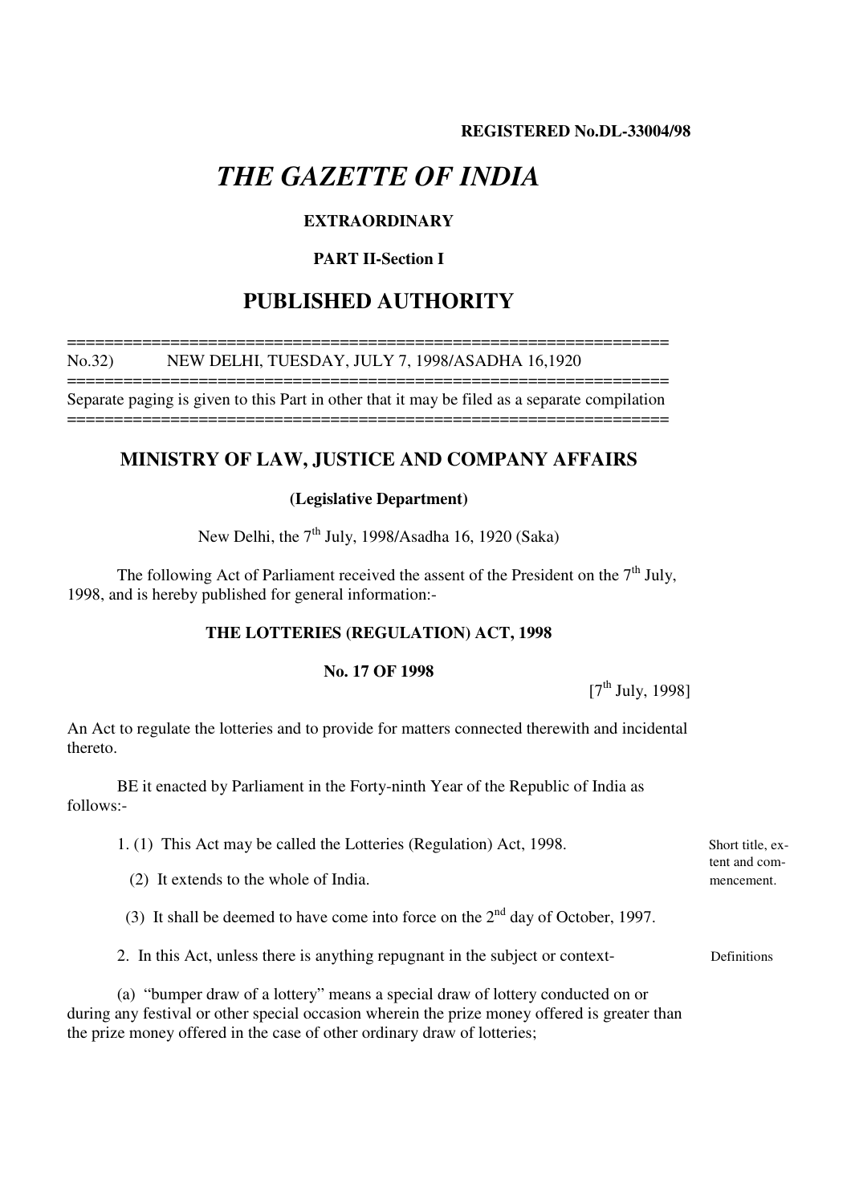**REGISTERED No.DL-33004/98**

# *THE GAZETTE OF INDIA*

**EXTRAORDINARY**

**PART II-Section I**

## PUBLISHED AUTHORITY

No.32) NEW DELHI, TUESDAY, JULY 7, 1998/ASADHA 16,1920

Separate paging is given to this Part in other that it may be filed as a separate compilation

## MINISTRY OF LAW, JUSTICE AND COMPANY AFFAIRS

**(Legislative Department)**

New Delhi, the 7th July, 1998/Asadha 16, 1920 (Saka)

The following Act of Parliament received the assent of the President on the 7th July, 1998, and is hereby published for general information:-

### THE LOTTERIES (REGULATION) ACT, 1998

**No. 17 OF 1998**

[7th July, 1998]

An Act to regulate the lotteries and to provide for matters connected therewith and incidental thereto.

BE it enacted by Parliament in the Forty-ninth Year of the Republic of India as follows:-

Short title, extent and commencement.

1. (1) This Act may be called the Lotteries (Regulation) Act, 1998.

(2) It extends to the whole of India.

(3) It shall be deemed to have come into force on the 2nd day of October, 1997.

Definitions

2. In this Act, unless there is anything repugnant in the subject or context-

(a) "bumper draw of a lottery" means a special draw of lottery conducted on or during any festival or other special occasion wherein the prize money offered is greater than the prize money offered in the case of other ordinary draw of lotteries;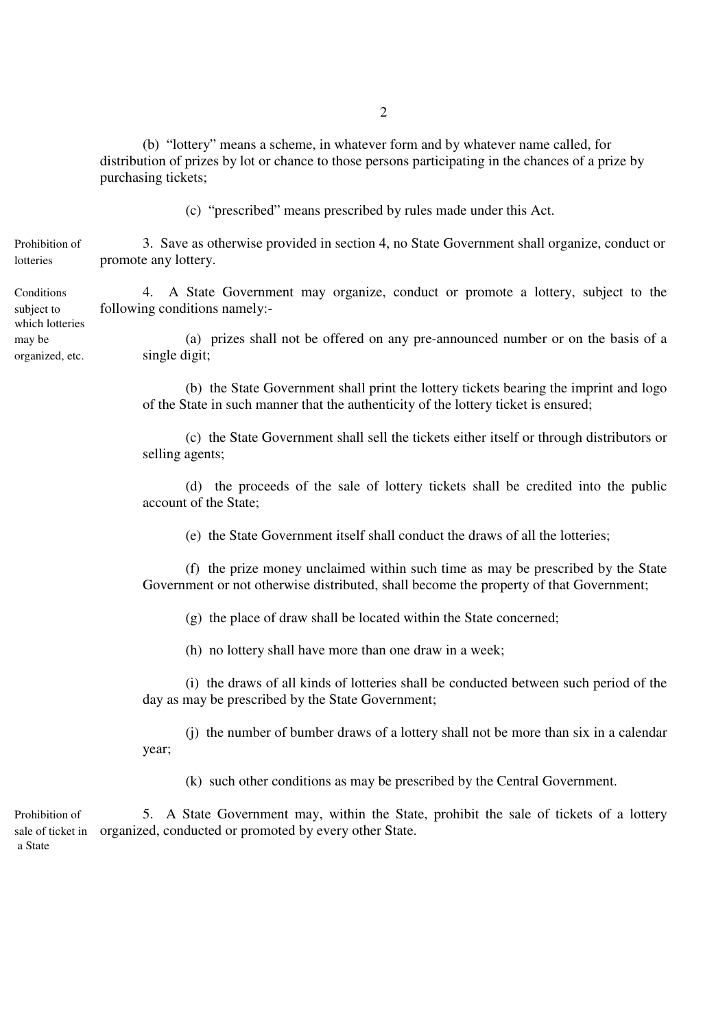(b) "lottery" means a scheme, in whatever form and by whatever name called, for distribution of prizes by lot or chance to those persons participating in the chances of a prize by purchasing tickets;

(c) "prescribed" means prescribed by rules made under this Act.

Prohibition of lotteries

3. Save as otherwise provided in section 4, no State Government shall organize, conduct or promote any lottery.

Conditions subject to which lotteries may be organized, etc.

4. A State Government may organize, conduct or promote a lottery, subject to the following conditions namely:-

(a) prizes shall not be offered on any pre-announced number or on the basis of a single digit;

(b) the State Government shall print the lottery tickets bearing the imprint and logo of the State in such manner that the authenticity of the lottery ticket is ensured;

(c) the State Government shall sell the tickets either itself or through distributors or selling agents;

(d) the proceeds of the sale of lottery tickets shall be credited into the public account of the State;

(e) the State Government itself shall conduct the draws of all the lotteries;

(f) the prize money unclaimed within such time as may be prescribed by the State Government or not otherwise distributed, shall become the property of that Government;

(g) the place of draw shall be located within the State concerned;

(h) no lottery shall have more than one draw in a week;

(i) the draws of all kinds of lotteries shall be conducted between such period of the day as may be prescribed by the State Government;

(j) the number of bumber draws of a lottery shall not be more than six in a calendar year;

(k) such other conditions as may be prescribed by the Central Government.

Prohibition of sale of ticket in a State

5. A State Government may, within the State, prohibit the sale of tickets of a lottery organized, conducted or promoted by every other State.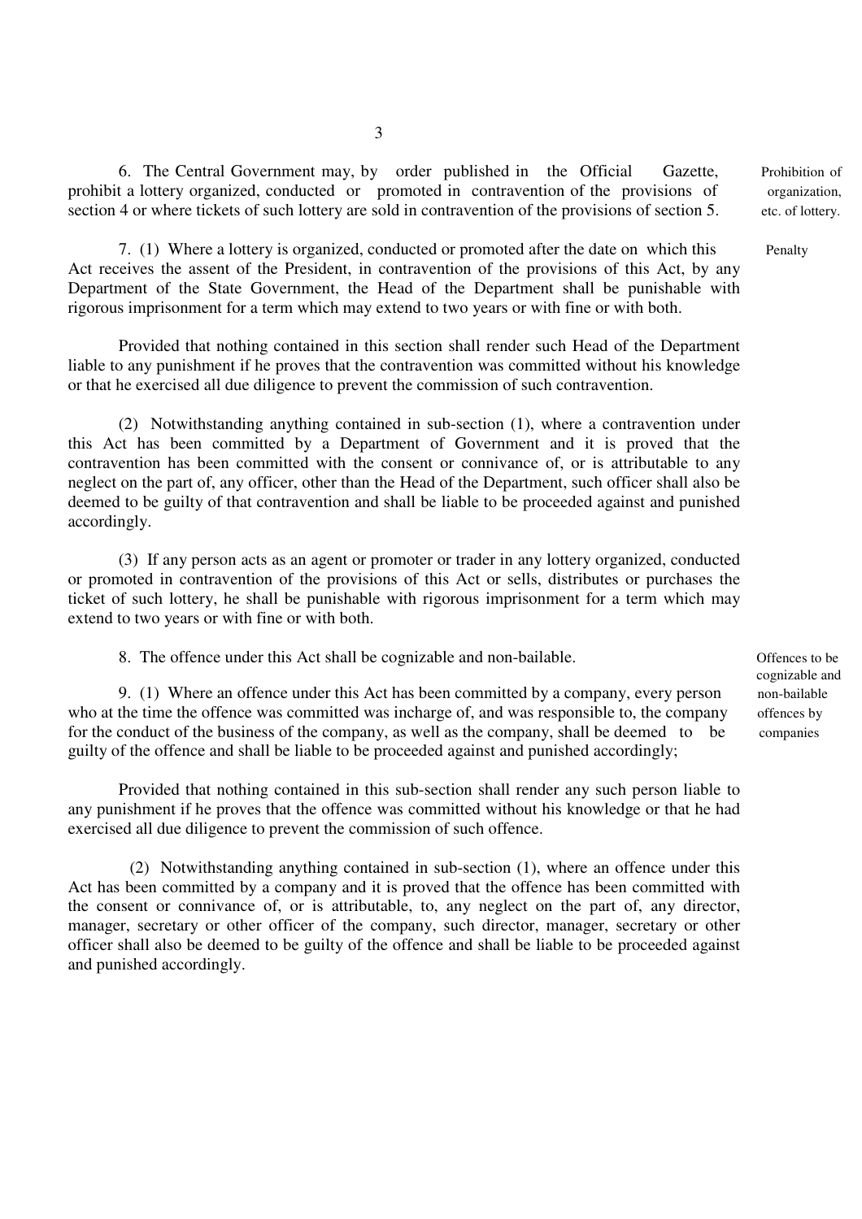6. The Central Government may, by order published in the Official Gazette, prohibit a lottery organized, conducted or promoted in contravention of the provisions of section 4 or where tickets of such lottery are sold in contravention of the provisions of section 5.

Prohibition of organization, etc. of lottery.

7. (1) Where a lottery is organized, conducted or promoted after the date on which this Act receives the assent of the President, in contravention of the provisions of this Act, by any Department of the State Government, the Head of the Department shall be punishable with rigorous imprisonment for a term which may extend to two years or with fine or with both.

Penalty

Provided that nothing contained in this section shall render such Head of the Department liable to any punishment if he proves that the contravention was committed without his knowledge or that he exercised all due diligence to prevent the commission of such contravention.

(2) Notwithstanding anything contained in sub-section (1), where a contravention under this Act has been committed by a Department of Government and it is proved that the contravention has been committed with the consent or connivance of, or is attributable to any neglect on the part of, any officer, other than the Head of the Department, such officer shall also be deemed to be guilty of that contravention and shall be liable to be proceeded against and punished accordingly.

(3) If any person acts as an agent or promoter or trader in any lottery organized, conducted or promoted in contravention of the provisions of this Act or sells, distributes or purchases the ticket of such lottery, he shall be punishable with rigorous imprisonment for a term which may extend to two years or with fine or with both.

8. The offence under this Act shall be cognizable and non-bailable.

Offences to be cognizable and non-bailable

9. (1) Where an offence under this Act has been committed by a company, every person who at the time the offence was committed was incharge of, and was responsible to, the company for the conduct of the business of the company, as well as the company, shall be deemed to be guilty of the offence and shall be liable to be proceeded against and punished accordingly;

offences by companies

Provided that nothing contained in this sub-section shall render any such person liable to any punishment if he proves that the offence was committed without his knowledge or that he had exercised all due diligence to prevent the commission of such offence.

(2) Notwithstanding anything contained in sub-section (1), where an offence under this Act has been committed by a company and it is proved that the offence has been committed with the consent or connivance of, or is attributable, to, any neglect on the part of, any director, manager, secretary or other officer of the company, such director, manager, secretary or other officer shall also be deemed to be guilty of the offence and shall be liable to be proceeded against and punished accordingly.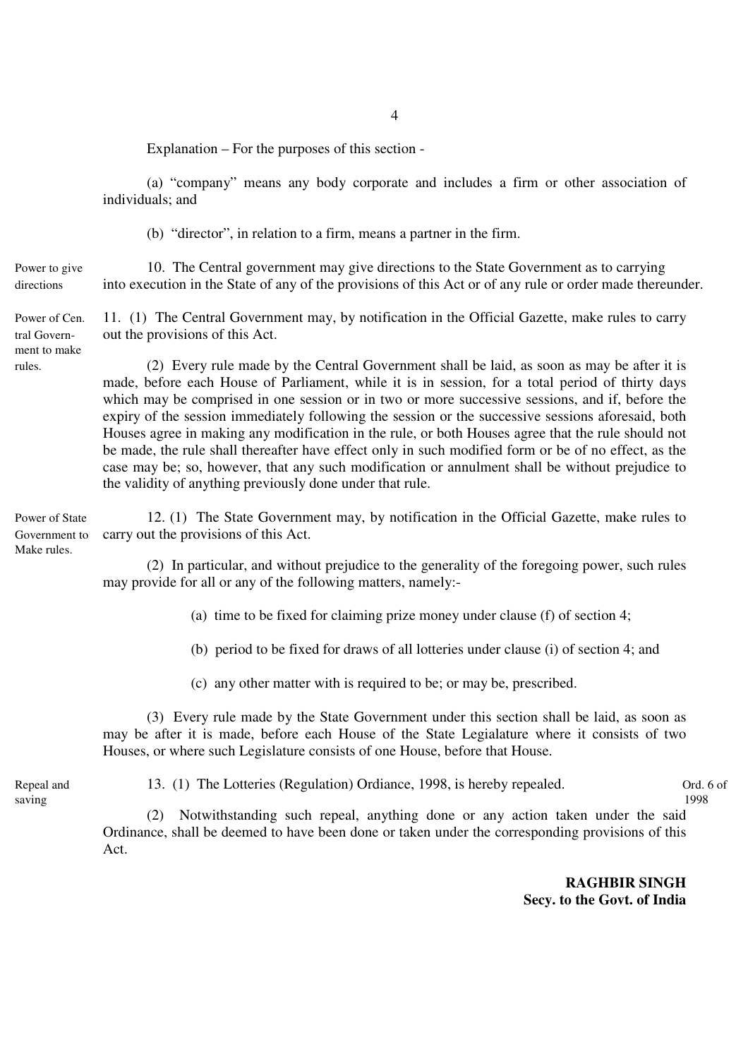Explanation – For the purposes of this section -

(a) "company" means any body corporate and includes a firm or other association of individuals; and

(b) "director", in relation to a firm, means a partner in the firm.

Power to give directions

10. The Central government may give directions to the State Government as to carrying into execution in the State of any of the provisions of this Act or of any rule or order made thereunder.

Power of Central Government to make rules.

11. (1) The Central Government may, by notification in the Official Gazette, make rules to carry out the provisions of this Act.

(2) Every rule made by the Central Government shall be laid, as soon as may be after it is made, before each House of Parliament, while it is in session, for a total period of thirty days which may be comprised in one session or in two or more successive sessions, and if, before the expiry of the session immediately following the session or the successive sessions aforesaid, both Houses agree in making any modification in the rule, or both Houses agree that the rule should not be made, the rule shall thereafter have effect only in such modified form or be of no effect, as the case may be; so, however, that any such modification or annulment shall be without prejudice to the validity of anything previously done under that rule.

Power of State Government to Make rules.

12. (1) The State Government may, by notification in the Official Gazette, make rules to carry out the provisions of this Act.

(2) In particular, and without prejudice to the generality of the foregoing power, such rules may provide for all or any of the following matters, namely:-

(a) time to be fixed for claiming prize money under clause (f) of section 4;

(b) period to be fixed for draws of all lotteries under clause (i) of section 4; and

(c) any other matter with is required to be; or may be, prescribed.

(3) Every rule made by the State Government under this section shall be laid, as soon as may be after it is made, before each House of the State Legialature where it consists of two Houses, or where such Legislature consists of one House, before that House.

Repeal and saving

13. (1) The Lotteries (Regulation) Ordiance, 1998, is hereby repealed. Ord. 6 of 1998

(2) Notwithstanding such repeal, anything done or any action taken under the said Ordinance, shall be deemed to have been done or taken under the corresponding provisions of this Act.

**RAGHBIR SINGH**
**Secy. to the Govt. of India**